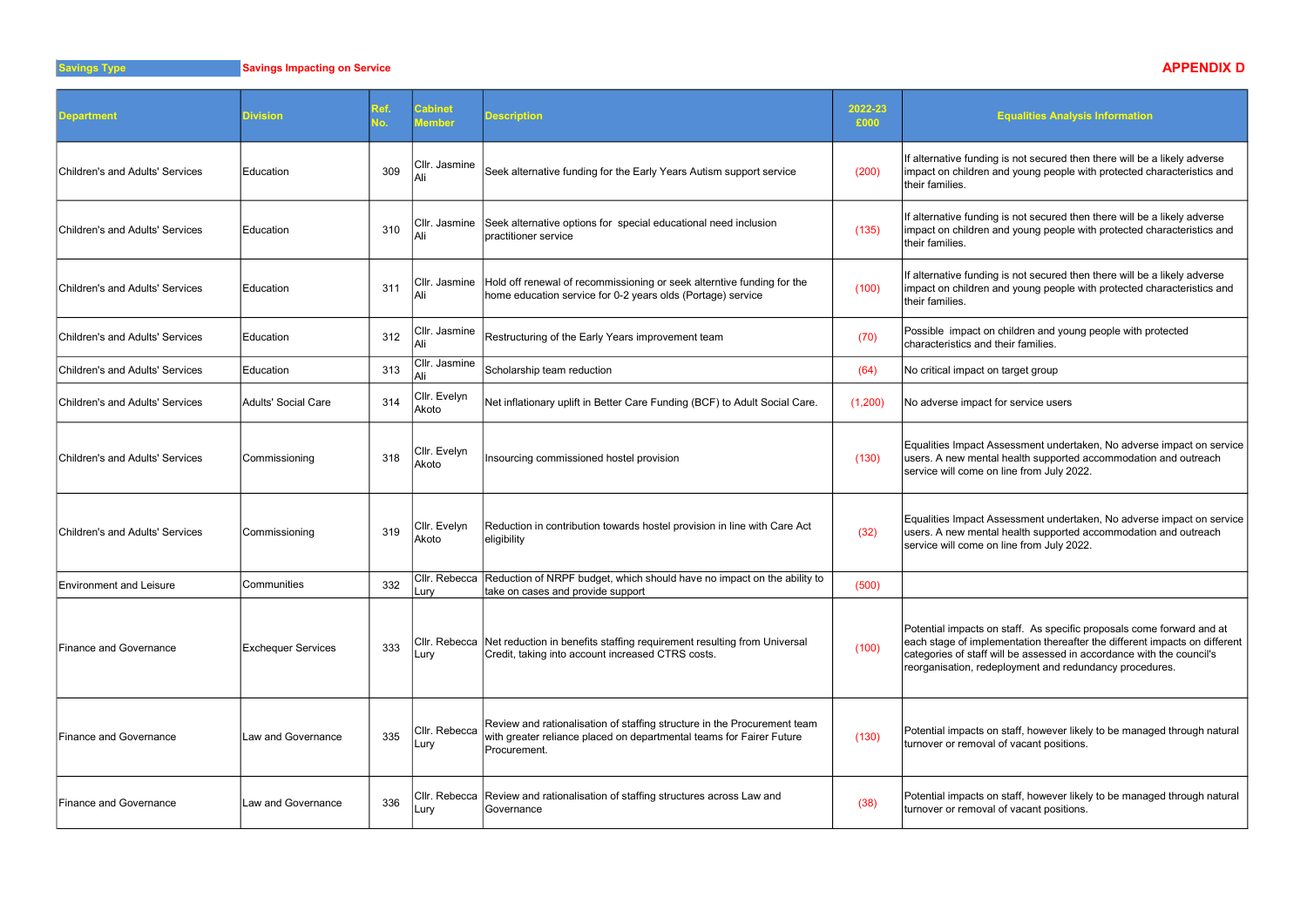| Savings Type | Savings Impacting on Service | | | | | APPENDIX D |
|---|---|---|---|---|---|---|
| **Department** | **Division** | **Ref. No.** | **Cabinet Member** | **Description** | **2022-23 £000** | **Equalities Analysis Information** |
| Children's and Adults' Services | Education | 309 | Cllr. Jasmine Ali | Seek alternative funding for the Early Years Autism support service | (200) | If alternative funding is not secured then there will be a likely adverse impact on children and young people with protected characteristics and their families. |
| Children's and Adults' Services | Education | 310 | Cllr. Jasmine Ali | Seek alternative options for special educational need inclusion practitioner service | (135) | If alternative funding is not secured then there will be a likely adverse impact on children and young people with protected characteristics and their families. |
| Children's and Adults' Services | Education | 311 | Cllr. Jasmine Ali | Hold off renewal of recommissioning or seek alterntive funding for the home education service for 0-2 years olds (Portage) service | (100) | If alternative funding is not secured then there will be a likely adverse impact on children and young people with protected characteristics and their families. |
| Children's and Adults' Services | Education | 312 | Cllr. Jasmine Ali | Restructuring of the Early Years improvement team | (70) | Possible impact on children and young people with protected characteristics and their families. |
| Children's and Adults' Services | Education | 313 | Cllr. Jasmine Ali | Scholarship team reduction | (64) | No critical impact on target group |
| Children's and Adults' Services | Adults' Social Care | 314 | Cllr. Evelyn Akoto | Net inflationary uplift in Better Care Funding (BCF) to Adult Social Care. | (1,200) | No adverse impact for service users |
| Children's and Adults' Services | Commissioning | 318 | Cllr. Evelyn Akoto | Insourcing commissioned hostel provision | (130) | Equalities Impact Assessment undertaken, No adverse impact on service users. A new mental health supported accommodation and outreach service will come on line from July 2022. |
| Children's and Adults' Services | Commissioning | 319 | Cllr. Evelyn Akoto | Reduction in contribution towards hostel provision in line with Care Act eligibility | (32) | Equalities Impact Assessment undertaken, No adverse impact on service users. A new mental health supported accommodation and outreach service will come on line from July 2022. |
| Environment and Leisure | Communities | 332 | Cllr. Rebecca Lury | Reduction of NRPF budget, which should have no impact on the ability to take on cases and provide support | (500) | |
| Finance and Governance | Exchequer Services | 333 | Cllr. Rebecca Lury | Net reduction in benefits staffing requirement resulting from Universal Credit, taking into account increased CTRS costs. | (100) | Potential impacts on staff. As specific proposals come forward and at each stage of implementation thereafter the different impacts on different categories of staff will be assessed in accordance with the council's reorganisation, redeployment and redundancy procedures. |
| Finance and Governance | Law and Governance | 335 | Cllr. Rebecca Lury | Review and rationalisation of staffing structure in the Procurement team with greater reliance placed on departmental teams for Fairer Future Procurement. | (130) | Potential impacts on staff, however likely to be managed through natural turnover or removal of vacant positions. |
| Finance and Governance | Law and Governance | 336 | Cllr. Rebecca Lury | Review and rationalisation of staffing structures across Law and Governance | (38) | Potential impacts on staff, however likely to be managed through natural turnover or removal of vacant positions. |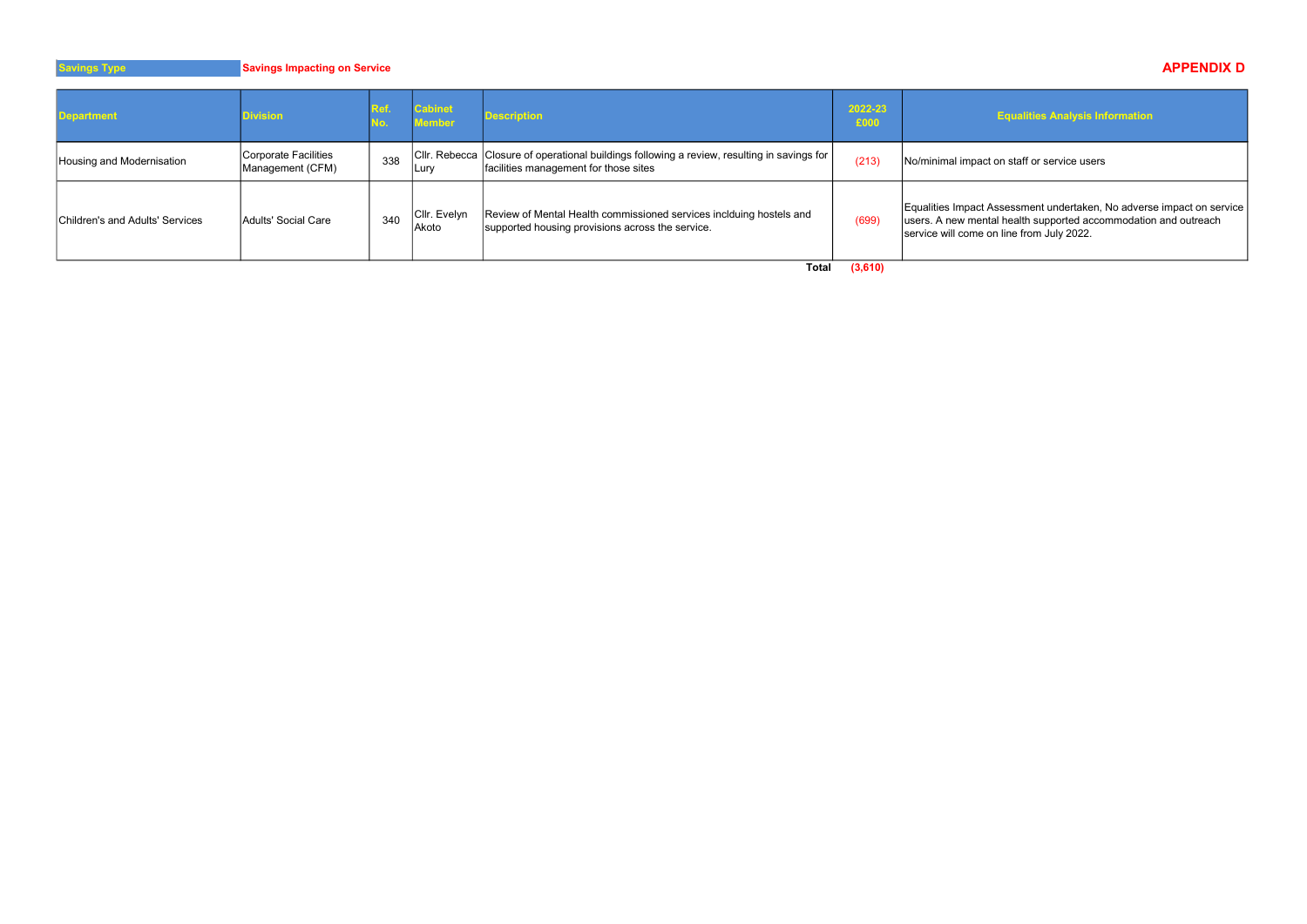**Savings Type** **Savings Impacting on Service**

**APPENDIX D**

| Department | Division | Ref. No. | Cabinet Member | Description | 2022-23 £000 | Equalities Analysis Information |
|---|---|---|---|---|---|---|
| Housing and Modernisation | Corporate Facilities Management (CFM) | 338 | Cllr. Rebecca Lury | Closure of operational buildings following a review, resulting in savings for facilities management for those sites | (213) | No/minimal impact on staff or service users |
| Children's and Adults' Services | Adults' Social Care | 340 | Cllr. Evelyn Akoto | Review of Mental Health commissioned services inclduing hostels and supported housing provisions across the service. | (699) | Equalities Impact Assessment undertaken, No adverse impact on service users. A new mental health supported accommodation and outreach service will come on line from July 2022. |
| | | | | **Total** | **(3,610)** | |